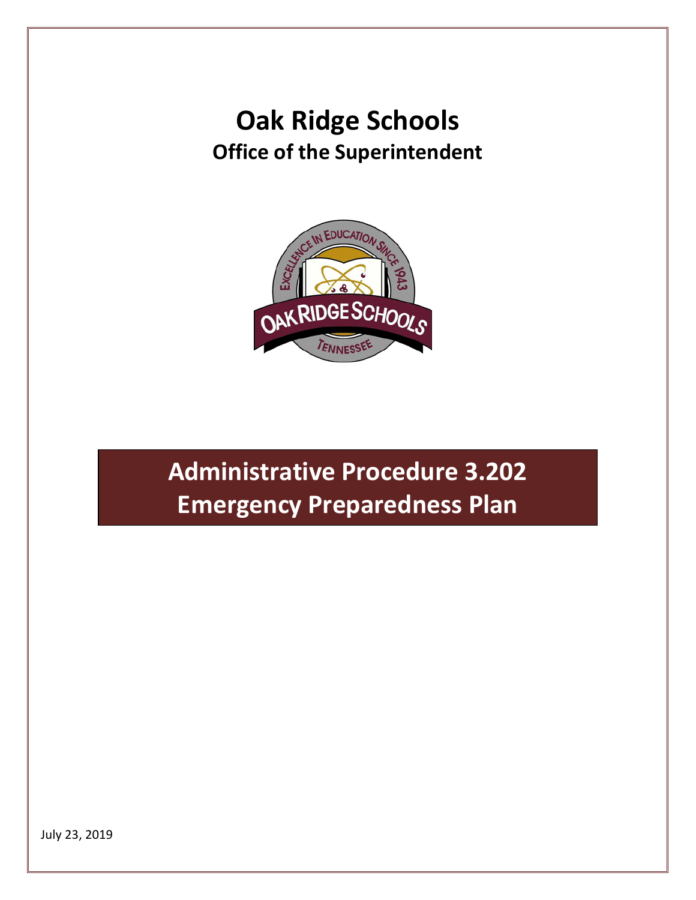# Oak Ridge Schools

## Office of the Superintendent

# Administrative Procedure 3.202
# Emergency Preparedness Plan

July 23, 2019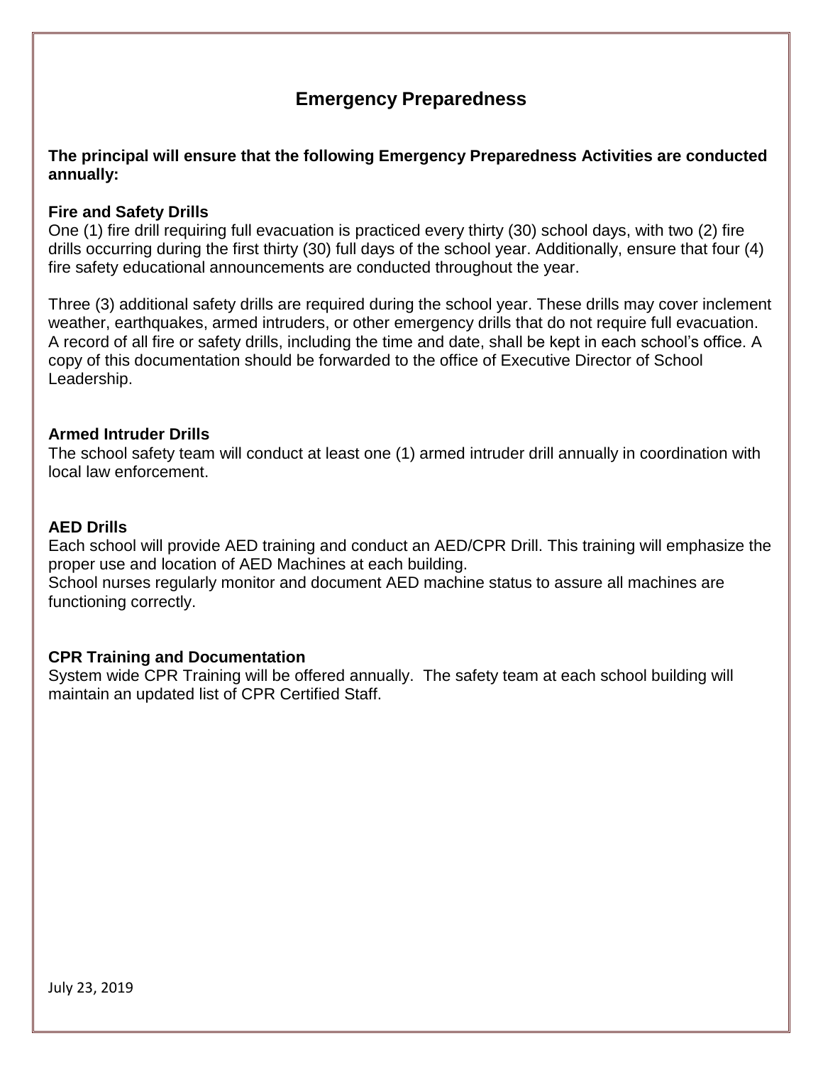# Emergency Preparedness

**The principal will ensure that the following Emergency Preparedness Activities are conducted annually:**

**Fire and Safety Drills**
One (1) fire drill requiring full evacuation is practiced every thirty (30) school days, with two (2) fire drills occurring during the first thirty (30) full days of the school year. Additionally, ensure that four (4) fire safety educational announcements are conducted throughout the year.

Three (3) additional safety drills are required during the school year. These drills may cover inclement weather, earthquakes, armed intruders, or other emergency drills that do not require full evacuation. A record of all fire or safety drills, including the time and date, shall be kept in each school's office. A copy of this documentation should be forwarded to the office of Executive Director of School Leadership.

**Armed Intruder Drills**
The school safety team will conduct at least one (1) armed intruder drill annually in coordination with local law enforcement.

**AED Drills**
Each school will provide AED training and conduct an AED/CPR Drill. This training will emphasize the proper use and location of AED Machines at each building.
School nurses regularly monitor and document AED machine status to assure all machines are functioning correctly.

**CPR Training and Documentation**
System wide CPR Training will be offered annually. The safety team at each school building will maintain an updated list of CPR Certified Staff.

July 23, 2019